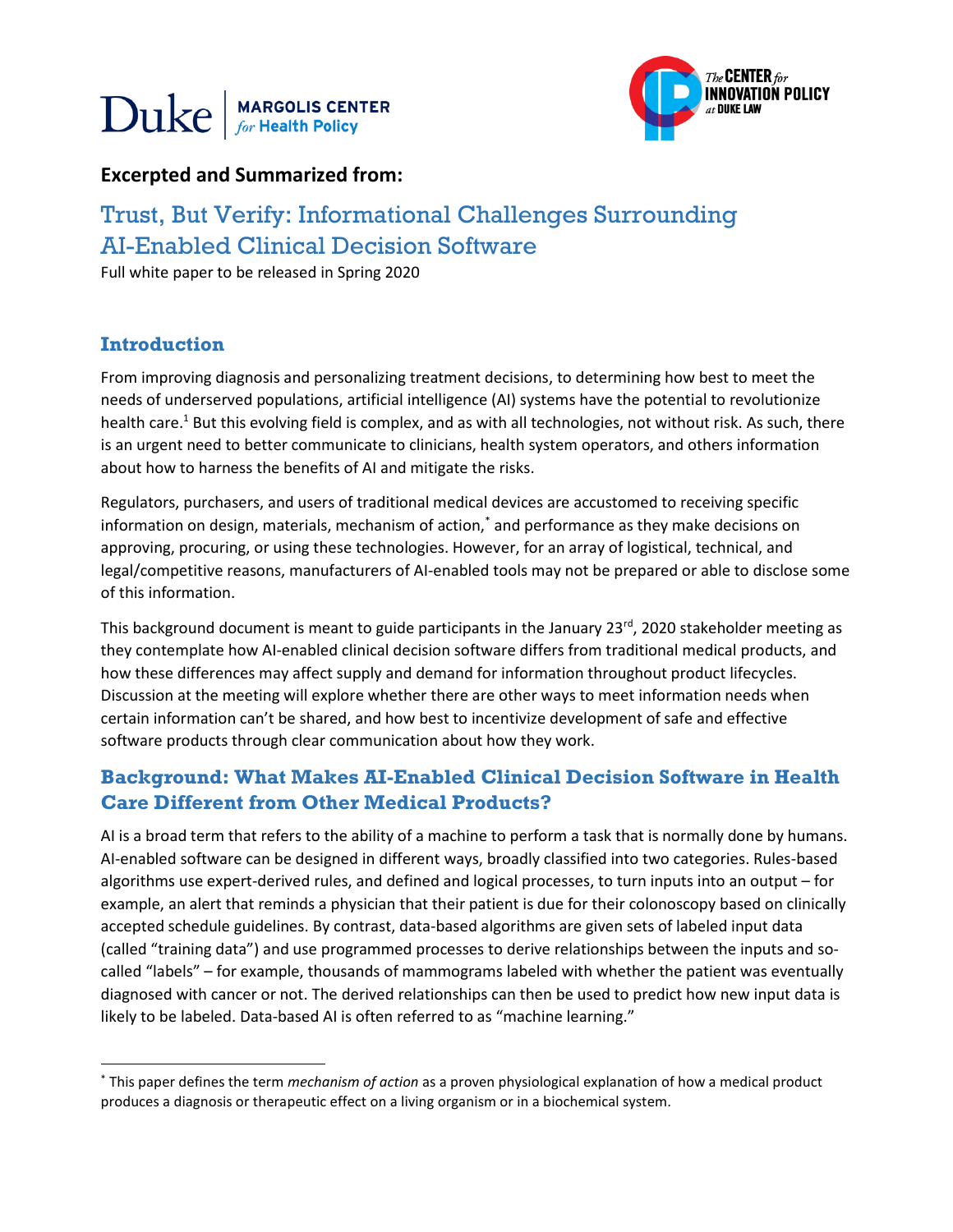Duke | MARGOLIS CENTER *for* Health Policy

The CENTER *for* INNOVATION POLICY *at* DUKE LAW

**Excerpted and Summarized from:**

# Trust, But Verify: Informational Challenges Surrounding AI-Enabled Clinical Decision Software

Full white paper to be released in Spring 2020

## Introduction

From improving diagnosis and personalizing treatment decisions, to determining how best to meet the needs of underserved populations, artificial intelligence (AI) systems have the potential to revolutionize health care.[1] But this evolving field is complex, and as with all technologies, not without risk. As such, there is an urgent need to better communicate to clinicians, health system operators, and others information about how to harness the benefits of AI and mitigate the risks.

Regulators, purchasers, and users of traditional medical devices are accustomed to receiving specific information on design, materials, mechanism of action,[*] and performance as they make decisions on approving, procuring, or using these technologies. However, for an array of logistical, technical, and legal/competitive reasons, manufacturers of AI-enabled tools may not be prepared or able to disclose some of this information.

This background document is meant to guide participants in the January 23rd, 2020 stakeholder meeting as they contemplate how AI-enabled clinical decision software differs from traditional medical products, and how these differences may affect supply and demand for information throughout product lifecycles. Discussion at the meeting will explore whether there are other ways to meet information needs when certain information can't be shared, and how best to incentivize development of safe and effective software products through clear communication about how they work.

## Background: What Makes AI-Enabled Clinical Decision Software in Health Care Different from Other Medical Products?

AI is a broad term that refers to the ability of a machine to perform a task that is normally done by humans. AI-enabled software can be designed in different ways, broadly classified into two categories. Rules-based algorithms use expert-derived rules, and defined and logical processes, to turn inputs into an output – for example, an alert that reminds a physician that their patient is due for their colonoscopy based on clinically accepted schedule guidelines. By contrast, data-based algorithms are given sets of labeled input data (called "training data") and use programmed processes to derive relationships between the inputs and so-called "labels" – for example, thousands of mammograms labeled with whether the patient was eventually diagnosed with cancer or not. The derived relationships can then be used to predict how new input data is likely to be labeled. Data-based AI is often referred to as "machine learning."

---

[*] This paper defines the term *mechanism of action* as a proven physiological explanation of how a medical product produces a diagnosis or therapeutic effect on a living organism or in a biochemical system.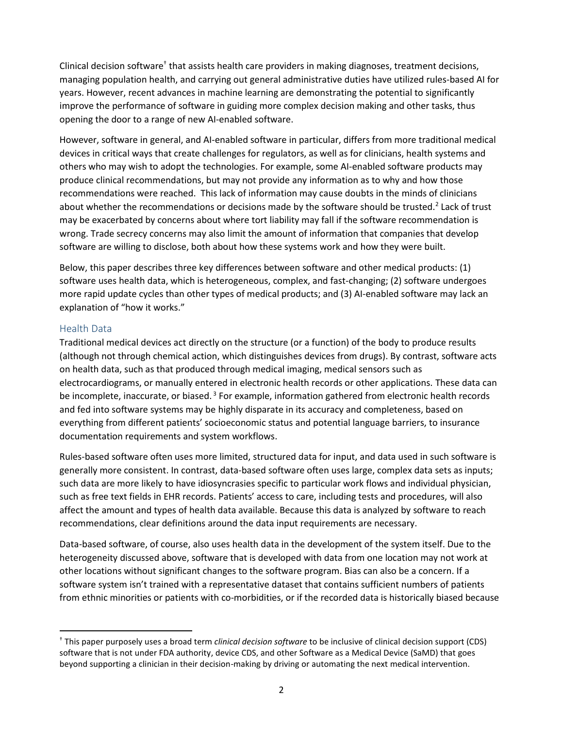Clinical decision software[†] that assists health care providers in making diagnoses, treatment decisions, managing population health, and carrying out general administrative duties have utilized rules-based AI for years. However, recent advances in machine learning are demonstrating the potential to significantly improve the performance of software in guiding more complex decision making and other tasks, thus opening the door to a range of new AI-enabled software.

However, software in general, and AI-enabled software in particular, differs from more traditional medical devices in critical ways that create challenges for regulators, as well as for clinicians, health systems and others who may wish to adopt the technologies. For example, some AI-enabled software products may produce clinical recommendations, but may not provide any information as to why and how those recommendations were reached. This lack of information may cause doubts in the minds of clinicians about whether the recommendations or decisions made by the software should be trusted.[2] Lack of trust may be exacerbated by concerns about where tort liability may fall if the software recommendation is wrong. Trade secrecy concerns may also limit the amount of information that companies that develop software are willing to disclose, both about how these systems work and how they were built.

Below, this paper describes three key differences between software and other medical products: (1) software uses health data, which is heterogeneous, complex, and fast-changing; (2) software undergoes more rapid update cycles than other types of medical products; and (3) AI-enabled software may lack an explanation of "how it works."

## Health Data

Traditional medical devices act directly on the structure (or a function) of the body to produce results (although not through chemical action, which distinguishes devices from drugs). By contrast, software acts on health data, such as that produced through medical imaging, medical sensors such as electrocardiograms, or manually entered in electronic health records or other applications. These data can be incomplete, inaccurate, or biased.[3] For example, information gathered from electronic health records and fed into software systems may be highly disparate in its accuracy and completeness, based on everything from different patients' socioeconomic status and potential language barriers, to insurance documentation requirements and system workflows.

Rules-based software often uses more limited, structured data for input, and data used in such software is generally more consistent. In contrast, data-based software often uses large, complex data sets as inputs; such data are more likely to have idiosyncrasies specific to particular work flows and individual physician, such as free text fields in EHR records. Patients' access to care, including tests and procedures, will also affect the amount and types of health data available. Because this data is analyzed by software to reach recommendations, clear definitions around the data input requirements are necessary.

Data-based software, of course, also uses health data in the development of the system itself. Due to the heterogeneity discussed above, software that is developed with data from one location may not work at other locations without significant changes to the software program. Bias can also be a concern. If a software system isn't trained with a representative dataset that contains sufficient numbers of patients from ethnic minorities or patients with co-morbidities, or if the recorded data is historically biased because

---

[†] This paper purposely uses a broad term *clinical decision software* to be inclusive of clinical decision support (CDS) software that is not under FDA authority, device CDS, and other Software as a Medical Device (SaMD) that goes beyond supporting a clinician in their decision-making by driving or automating the next medical intervention.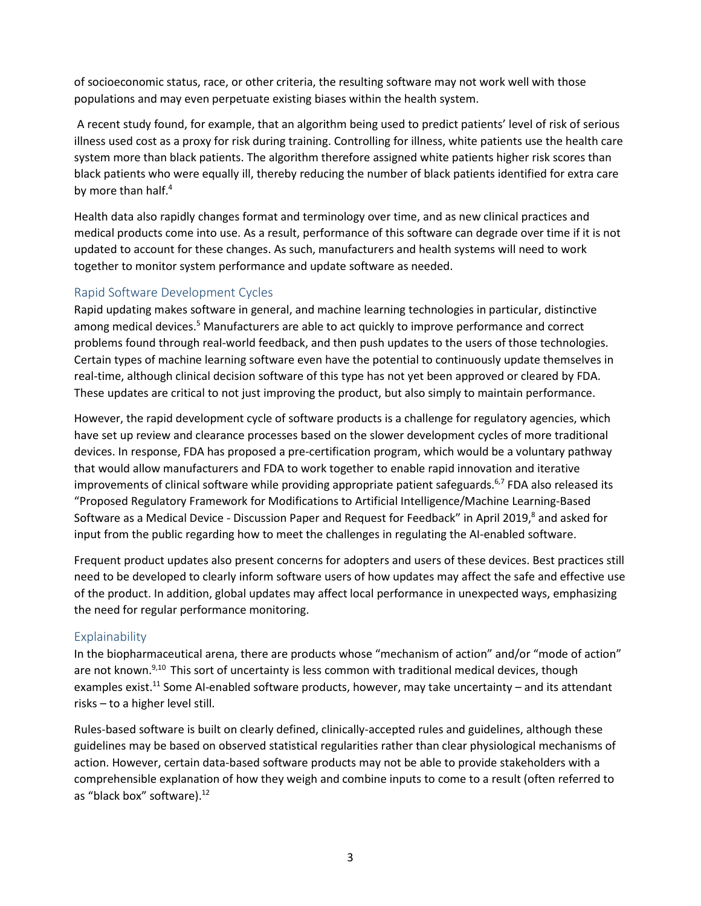of socioeconomic status, race, or other criteria, the resulting software may not work well with those populations and may even perpetuate existing biases within the health system.

A recent study found, for example, that an algorithm being used to predict patients' level of risk of serious illness used cost as a proxy for risk during training. Controlling for illness, white patients use the health care system more than black patients. The algorithm therefore assigned white patients higher risk scores than black patients who were equally ill, thereby reducing the number of black patients identified for extra care by more than half.[4]

Health data also rapidly changes format and terminology over time, and as new clinical practices and medical products come into use. As a result, performance of this software can degrade over time if it is not updated to account for these changes. As such, manufacturers and health systems will need to work together to monitor system performance and update software as needed.

## Rapid Software Development Cycles

Rapid updating makes software in general, and machine learning technologies in particular, distinctive among medical devices.[5] Manufacturers are able to act quickly to improve performance and correct problems found through real-world feedback, and then push updates to the users of those technologies. Certain types of machine learning software even have the potential to continuously update themselves in real-time, although clinical decision software of this type has not yet been approved or cleared by FDA. These updates are critical to not just improving the product, but also simply to maintain performance.

However, the rapid development cycle of software products is a challenge for regulatory agencies, which have set up review and clearance processes based on the slower development cycles of more traditional devices. In response, FDA has proposed a pre-certification program, which would be a voluntary pathway that would allow manufacturers and FDA to work together to enable rapid innovation and iterative improvements of clinical software while providing appropriate patient safeguards.[6,7] FDA also released its "Proposed Regulatory Framework for Modifications to Artificial Intelligence/Machine Learning-Based Software as a Medical Device - Discussion Paper and Request for Feedback" in April 2019,[8] and asked for input from the public regarding how to meet the challenges in regulating the AI-enabled software.

Frequent product updates also present concerns for adopters and users of these devices. Best practices still need to be developed to clearly inform software users of how updates may affect the safe and effective use of the product. In addition, global updates may affect local performance in unexpected ways, emphasizing the need for regular performance monitoring.

## Explainability

In the biopharmaceutical arena, there are products whose "mechanism of action" and/or "mode of action" are not known.[9,10] This sort of uncertainty is less common with traditional medical devices, though examples exist.[11] Some AI-enabled software products, however, may take uncertainty – and its attendant risks – to a higher level still.

Rules-based software is built on clearly defined, clinically-accepted rules and guidelines, although these guidelines may be based on observed statistical regularities rather than clear physiological mechanisms of action. However, certain data-based software products may not be able to provide stakeholders with a comprehensible explanation of how they weigh and combine inputs to come to a result (often referred to as "black box" software).[12]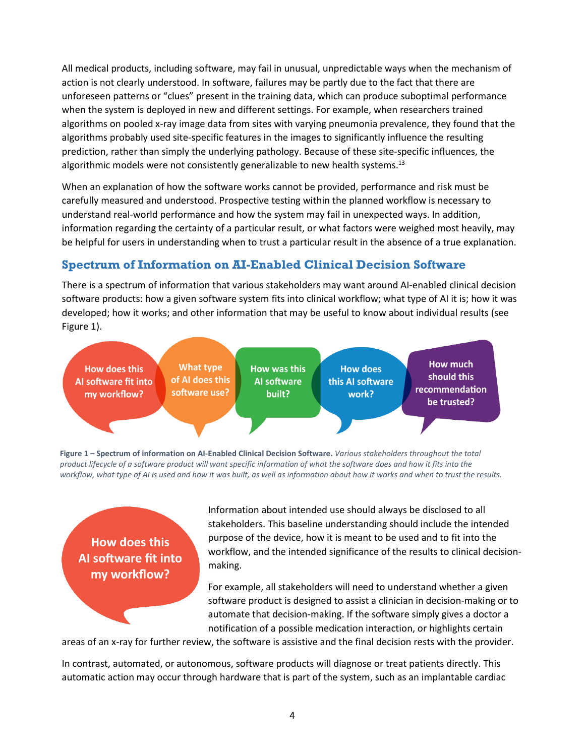All medical products, including software, may fail in unusual, unpredictable ways when the mechanism of action is not clearly understood. In software, failures may be partly due to the fact that there are unforeseen patterns or "clues" present in the training data, which can produce suboptimal performance when the system is deployed in new and different settings. For example, when researchers trained algorithms on pooled x-ray image data from sites with varying pneumonia prevalence, they found that the algorithms probably used site-specific features in the images to significantly influence the resulting prediction, rather than simply the underlying pathology. Because of these site-specific influences, the algorithmic models were not consistently generalizable to new health systems.[13]

When an explanation of how the software works cannot be provided, performance and risk must be carefully measured and understood. Prospective testing within the planned workflow is necessary to understand real-world performance and how the system may fail in unexpected ways. In addition, information regarding the certainty of a particular result, or what factors were weighed most heavily, may be helpful for users in understanding when to trust a particular result in the absence of a true explanation.

## Spectrum of Information on AI-Enabled Clinical Decision Software

There is a spectrum of information that various stakeholders may want around AI-enabled clinical decision software products: how a given software system fits into clinical workflow; what type of AI it is; how it was developed; how it works; and other information that may be useful to know about individual results (see Figure 1).

How does this AI software fit into my workflow? | What type of AI does this software use? | How was this AI software built? | How does this AI software work? | How much should this recommendation be trusted?

**Figure 1 – Spectrum of information on AI-Enabled Clinical Decision Software.** *Various stakeholders throughout the total product lifecycle of a software product will want specific information of what the software does and how it fits into the workflow, what type of AI is used and how it was built, as well as information about how it works and when to trust the results.*

### How does this AI software fit into my workflow?

Information about intended use should always be disclosed to all stakeholders. This baseline understanding should include the intended purpose of the device, how it is meant to be used and to fit into the workflow, and the intended significance of the results to clinical decision-making.

For example, all stakeholders will need to understand whether a given software product is designed to assist a clinician in decision-making or to automate that decision-making. If the software simply gives a doctor a notification of a possible medication interaction, or highlights certain areas of an x-ray for further review, the software is assistive and the final decision rests with the provider.

In contrast, automated, or autonomous, software products will diagnose or treat patients directly. This automatic action may occur through hardware that is part of the system, such as an implantable cardiac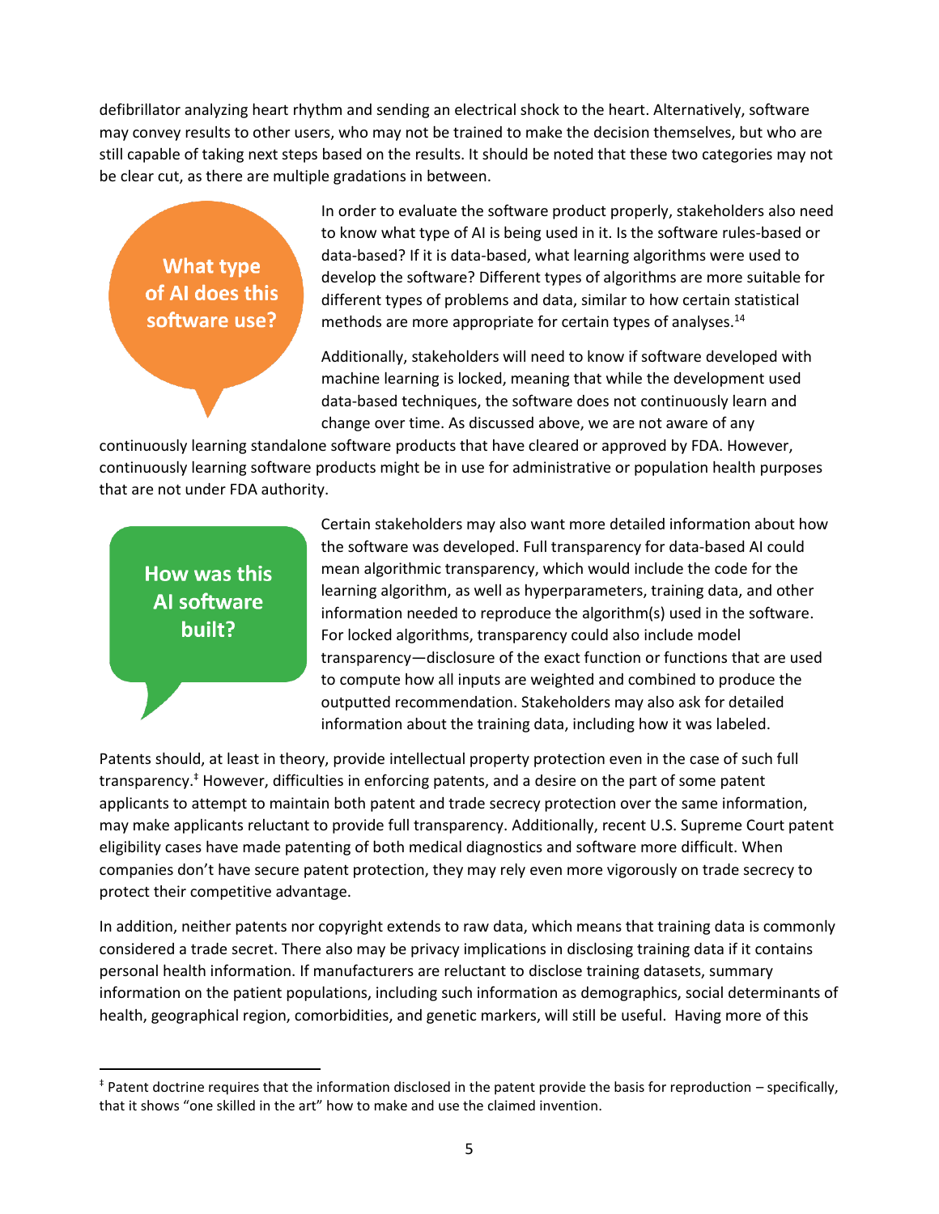defibrillator analyzing heart rhythm and sending an electrical shock to the heart. Alternatively, software may convey results to other users, who may not be trained to make the decision themselves, but who are still capable of taking next steps based on the results. It should be noted that these two categories may not be clear cut, as there are multiple gradations in between.

**What type of AI does this software use?**

In order to evaluate the software product properly, stakeholders also need to know what type of AI is being used in it. Is the software rules-based or data-based? If it is data-based, what learning algorithms were used to develop the software? Different types of algorithms are more suitable for different types of problems and data, similar to how certain statistical methods are more appropriate for certain types of analyses.[14]

Additionally, stakeholders will need to know if software developed with machine learning is locked, meaning that while the development used data-based techniques, the software does not continuously learn and change over time. As discussed above, we are not aware of any continuously learning standalone software products that have cleared or approved by FDA. However, continuously learning software products might be in use for administrative or population health purposes that are not under FDA authority.

**How was this AI software built?**

Certain stakeholders may also want more detailed information about how the software was developed. Full transparency for data-based AI could mean algorithmic transparency, which would include the code for the learning algorithm, as well as hyperparameters, training data, and other information needed to reproduce the algorithm(s) used in the software. For locked algorithms, transparency could also include model transparency—disclosure of the exact function or functions that are used to compute how all inputs are weighted and combined to produce the outputted recommendation. Stakeholders may also ask for detailed information about the training data, including how it was labeled.

Patents should, at least in theory, provide intellectual property protection even in the case of such full transparency.[‡] However, difficulties in enforcing patents, and a desire on the part of some patent applicants to attempt to maintain both patent and trade secrecy protection over the same information, may make applicants reluctant to provide full transparency. Additionally, recent U.S. Supreme Court patent eligibility cases have made patenting of both medical diagnostics and software more difficult. When companies don't have secure patent protection, they may rely even more vigorously on trade secrecy to protect their competitive advantage.

In addition, neither patents nor copyright extends to raw data, which means that training data is commonly considered a trade secret. There also may be privacy implications in disclosing training data if it contains personal health information. If manufacturers are reluctant to disclose training datasets, summary information on the patient populations, including such information as demographics, social determinants of health, geographical region, comorbidities, and genetic markers, will still be useful. Having more of this

[‡] Patent doctrine requires that the information disclosed in the patent provide the basis for reproduction – specifically, that it shows "one skilled in the art" how to make and use the claimed invention.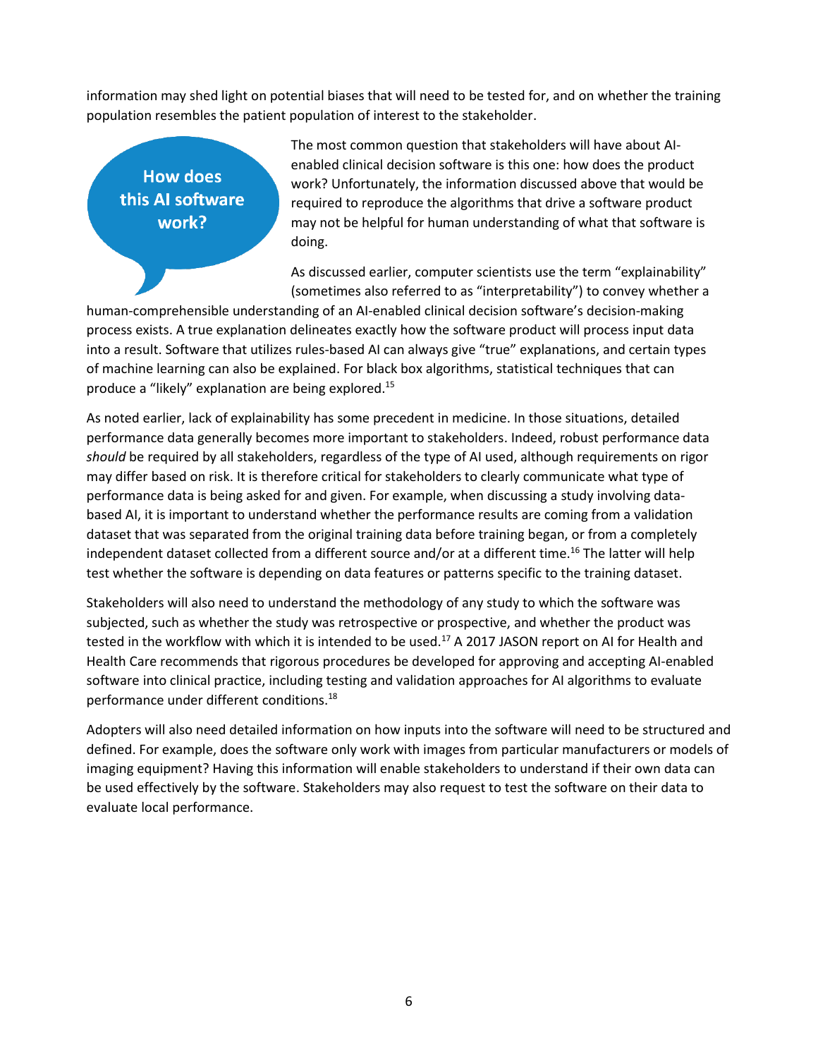information may shed light on potential biases that will need to be tested for, and on whether the training population resembles the patient population of interest to the stakeholder.

### How does this AI software work?

The most common question that stakeholders will have about AI-enabled clinical decision software is this one: how does the product work? Unfortunately, the information discussed above that would be required to reproduce the algorithms that drive a software product may not be helpful for human understanding of what that software is doing.

As discussed earlier, computer scientists use the term "explainability" (sometimes also referred to as "interpretability") to convey whether a human-comprehensible understanding of an AI-enabled clinical decision software's decision-making process exists. A true explanation delineates exactly how the software product will process input data into a result. Software that utilizes rules-based AI can always give "true" explanations, and certain types of machine learning can also be explained. For black box algorithms, statistical techniques that can produce a "likely" explanation are being explored.[15]

As noted earlier, lack of explainability has some precedent in medicine. In those situations, detailed performance data generally becomes more important to stakeholders. Indeed, robust performance data *should* be required by all stakeholders, regardless of the type of AI used, although requirements on rigor may differ based on risk. It is therefore critical for stakeholders to clearly communicate what type of performance data is being asked for and given. For example, when discussing a study involving data-based AI, it is important to understand whether the performance results are coming from a validation dataset that was separated from the original training data before training began, or from a completely independent dataset collected from a different source and/or at a different time.[16] The latter will help test whether the software is depending on data features or patterns specific to the training dataset.

Stakeholders will also need to understand the methodology of any study to which the software was subjected, such as whether the study was retrospective or prospective, and whether the product was tested in the workflow with which it is intended to be used.[17] A 2017 JASON report on AI for Health and Health Care recommends that rigorous procedures be developed for approving and accepting AI-enabled software into clinical practice, including testing and validation approaches for AI algorithms to evaluate performance under different conditions.[18]

Adopters will also need detailed information on how inputs into the software will need to be structured and defined. For example, does the software only work with images from particular manufacturers or models of imaging equipment? Having this information will enable stakeholders to understand if their own data can be used effectively by the software. Stakeholders may also request to test the software on their data to evaluate local performance.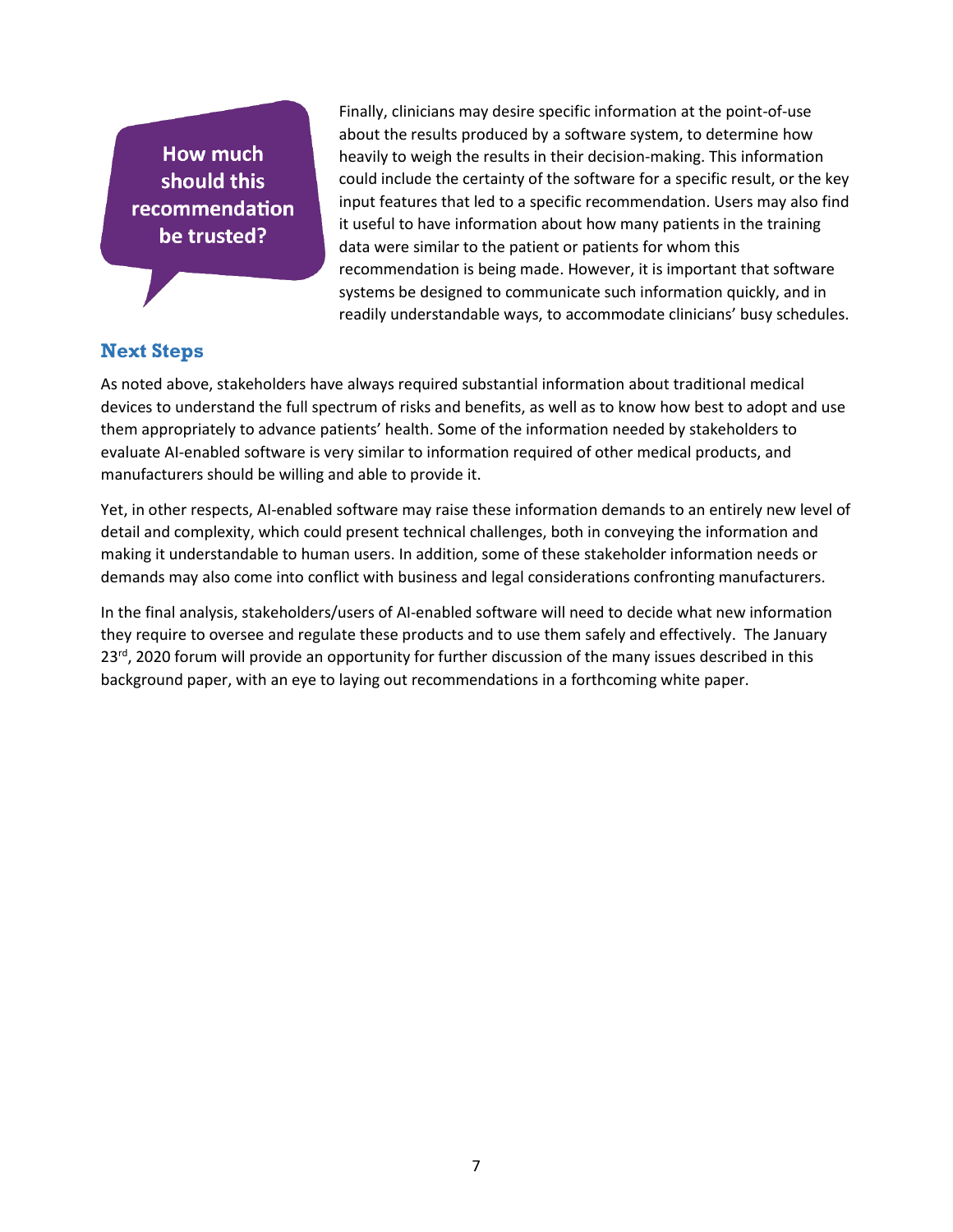**How much should this recommendation be trusted?**

Finally, clinicians may desire specific information at the point-of-use about the results produced by a software system, to determine how heavily to weigh the results in their decision-making. This information could include the certainty of the software for a specific result, or the key input features that led to a specific recommendation. Users may also find it useful to have information about how many patients in the training data were similar to the patient or patients for whom this recommendation is being made. However, it is important that software systems be designed to communicate such information quickly, and in readily understandable ways, to accommodate clinicians' busy schedules.

## Next Steps

As noted above, stakeholders have always required substantial information about traditional medical devices to understand the full spectrum of risks and benefits, as well as to know how best to adopt and use them appropriately to advance patients' health. Some of the information needed by stakeholders to evaluate AI-enabled software is very similar to information required of other medical products, and manufacturers should be willing and able to provide it.

Yet, in other respects, AI-enabled software may raise these information demands to an entirely new level of detail and complexity, which could present technical challenges, both in conveying the information and making it understandable to human users. In addition, some of these stakeholder information needs or demands may also come into conflict with business and legal considerations confronting manufacturers.

In the final analysis, stakeholders/users of AI-enabled software will need to decide what new information they require to oversee and regulate these products and to use them safely and effectively. The January 23rd, 2020 forum will provide an opportunity for further discussion of the many issues described in this background paper, with an eye to laying out recommendations in a forthcoming white paper.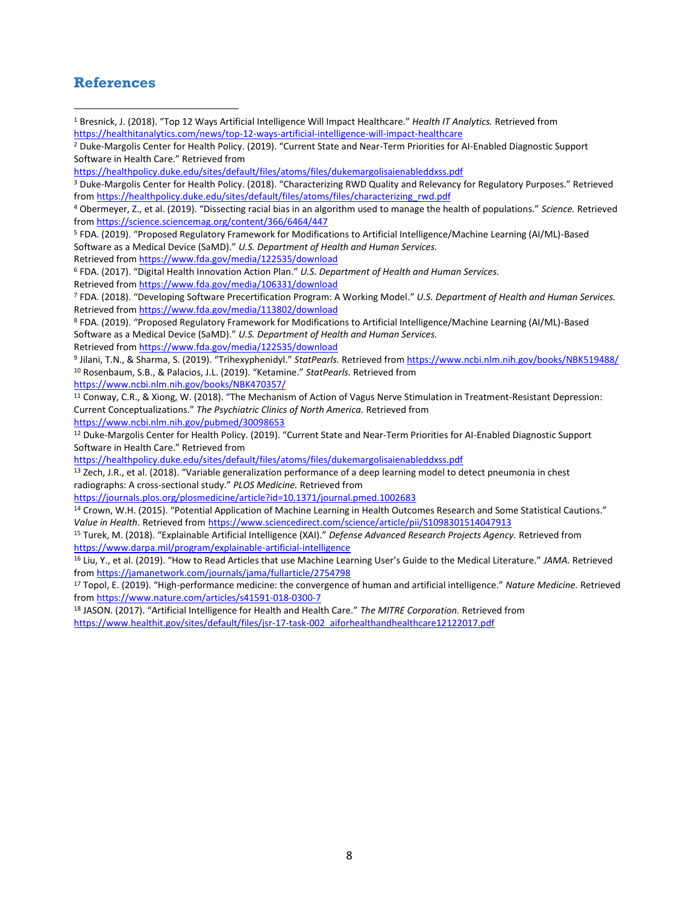## References

[1] Bresnick, J. (2018). "Top 12 Ways Artificial Intelligence Will Impact Healthcare." *Health IT Analytics.* Retrieved from https://healthitanalytics.com/news/top-12-ways-artificial-intelligence-will-impact-healthcare

[2] Duke-Margolis Center for Health Policy. (2019). "Current State and Near-Term Priorities for AI-Enabled Diagnostic Support Software in Health Care." Retrieved from https://healthpolicy.duke.edu/sites/default/files/atoms/files/dukemargolisaienableddxss.pdf

[3] Duke-Margolis Center for Health Policy. (2018). "Characterizing RWD Quality and Relevancy for Regulatory Purposes." Retrieved from https://healthpolicy.duke.edu/sites/default/files/atoms/files/characterizing_rwd.pdf

[4] Obermeyer, Z., et al. (2019). "Dissecting racial bias in an algorithm used to manage the health of populations." *Science.* Retrieved from https://science.sciencemag.org/content/366/6464/447

[5] FDA. (2019). "Proposed Regulatory Framework for Modifications to Artificial Intelligence/Machine Learning (AI/ML)-Based Software as a Medical Device (SaMD)." *U.S. Department of Health and Human Services.* Retrieved from https://www.fda.gov/media/122535/download

[6] FDA. (2017). "Digital Health Innovation Action Plan." *U.S. Department of Health and Human Services.* Retrieved from https://www.fda.gov/media/106331/download

[7] FDA. (2018). "Developing Software Precertification Program: A Working Model." *U.S. Department of Health and Human Services.* Retrieved from https://www.fda.gov/media/113802/download

[8] FDA. (2019). "Proposed Regulatory Framework for Modifications to Artificial Intelligence/Machine Learning (AI/ML)-Based Software as a Medical Device (SaMD)." *U.S. Department of Health and Human Services.* Retrieved from https://www.fda.gov/media/122535/download

[9] Jilani, T.N., & Sharma, S. (2019). "Trihexyphenidyl." *StatPearls.* Retrieved from https://www.ncbi.nlm.nih.gov/books/NBK519488/

[10] Rosenbaum, S.B., & Palacios, J.L. (2019). "Ketamine." *StatPearls.* Retrieved from https://www.ncbi.nlm.nih.gov/books/NBK470357/

[11] Conway, C.R., & Xiong, W. (2018). "The Mechanism of Action of Vagus Nerve Stimulation in Treatment-Resistant Depression: Current Conceptualizations." *The Psychiatric Clinics of North America.* Retrieved from https://www.ncbi.nlm.nih.gov/pubmed/30098653

[12] Duke-Margolis Center for Health Policy. (2019). "Current State and Near-Term Priorities for AI-Enabled Diagnostic Support Software in Health Care." Retrieved from https://healthpolicy.duke.edu/sites/default/files/atoms/files/dukemargolisaienableddxss.pdf

[13] Zech, J.R., et al. (2018). "Variable generalization performance of a deep learning model to detect pneumonia in chest radiographs: A cross-sectional study." *PLOS Medicine.* Retrieved from https://journals.plos.org/plosmedicine/article?id=10.1371/journal.pmed.1002683

[14] Crown, W.H. (2015). "Potential Application of Machine Learning in Health Outcomes Research and Some Statistical Cautions." *Value in Health*. Retrieved from https://www.sciencedirect.com/science/article/pii/S1098301514047913

[15] Turek, M. (2018). "Explainable Artificial Intelligence (XAI)." *Defense Advanced Research Projects Agency.* Retrieved from https://www.darpa.mil/program/explainable-artificial-intelligence

[16] Liu, Y., et al. (2019). "How to Read Articles that use Machine Learning User's Guide to the Medical Literature." *JAMA.* Retrieved from https://jamanetwork.com/journals/jama/fullarticle/2754798

[17] Topol, E. (2019). "High-performance medicine: the convergence of human and artificial intelligence." *Nature Medicine.* Retrieved from https://www.nature.com/articles/s41591-018-0300-7

[18] JASON. (2017). "Artificial Intelligence for Health and Health Care." *The MITRE Corporation.* Retrieved from https://www.healthit.gov/sites/default/files/jsr-17-task-002_aiforhealthandhealthcare12122017.pdf